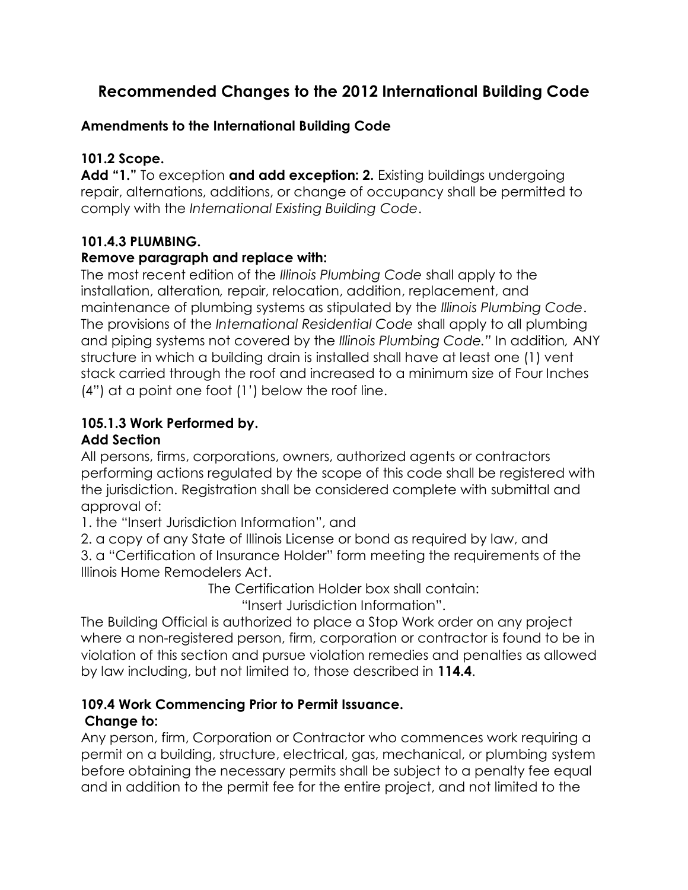# Recommended Changes to the 2012 International Building Code

## Amendments to the International Building Code

### 101.2 Scope.

**Add "1."** To exception **and add exception: 2.** Existing buildings undergoing repair, alternations, additions, or change of occupancy shall be permitted to comply with the *International Existing Building Code*.

### 101.4.3 PLUMBING.

**Remove paragraph and replace with:**

The most recent edition of the *Illinois Plumbing Code* shall apply to the installation, alteration*,* repair, relocation, addition, replacement, and maintenance of plumbing systems as stipulated by the *Illinois Plumbing Code*. The provisions of the *International Residential Code* shall apply to all plumbing and piping systems not covered by the *Illinois Plumbing Code."* In addition*,* ANY structure in which a building drain is installed shall have at least one (1) vent stack carried through the roof and increased to a minimum size of Four Inches (4") at a point one foot (1') below the roof line.

### 105.1.3 Work Performed by.

**Add Section**

All persons, firms, corporations, owners, authorized agents or contractors performing actions regulated by the scope of this code shall be registered with the jurisdiction. Registration shall be considered complete with submittal and approval of:

1. the "Insert Jurisdiction Information", and
2. a copy of any State of Illinois License or bond as required by law, and
3. a "Certification of Insurance Holder" form meeting the requirements of the Illinois Home Remodelers Act.

The Certification Holder box shall contain:

"Insert Jurisdiction Information".

The Building Official is authorized to place a Stop Work order on any project where a non-registered person, firm, corporation or contractor is found to be in violation of this section and pursue violation remedies and penalties as allowed by law including, but not limited to, those described in **114.4**.

### 109.4 Work Commencing Prior to Permit Issuance.

**Change to:**

Any person, firm, Corporation or Contractor who commences work requiring a permit on a building, structure, electrical, gas, mechanical, or plumbing system before obtaining the necessary permits shall be subject to a penalty fee equal and in addition to the permit fee for the entire project, and not limited to the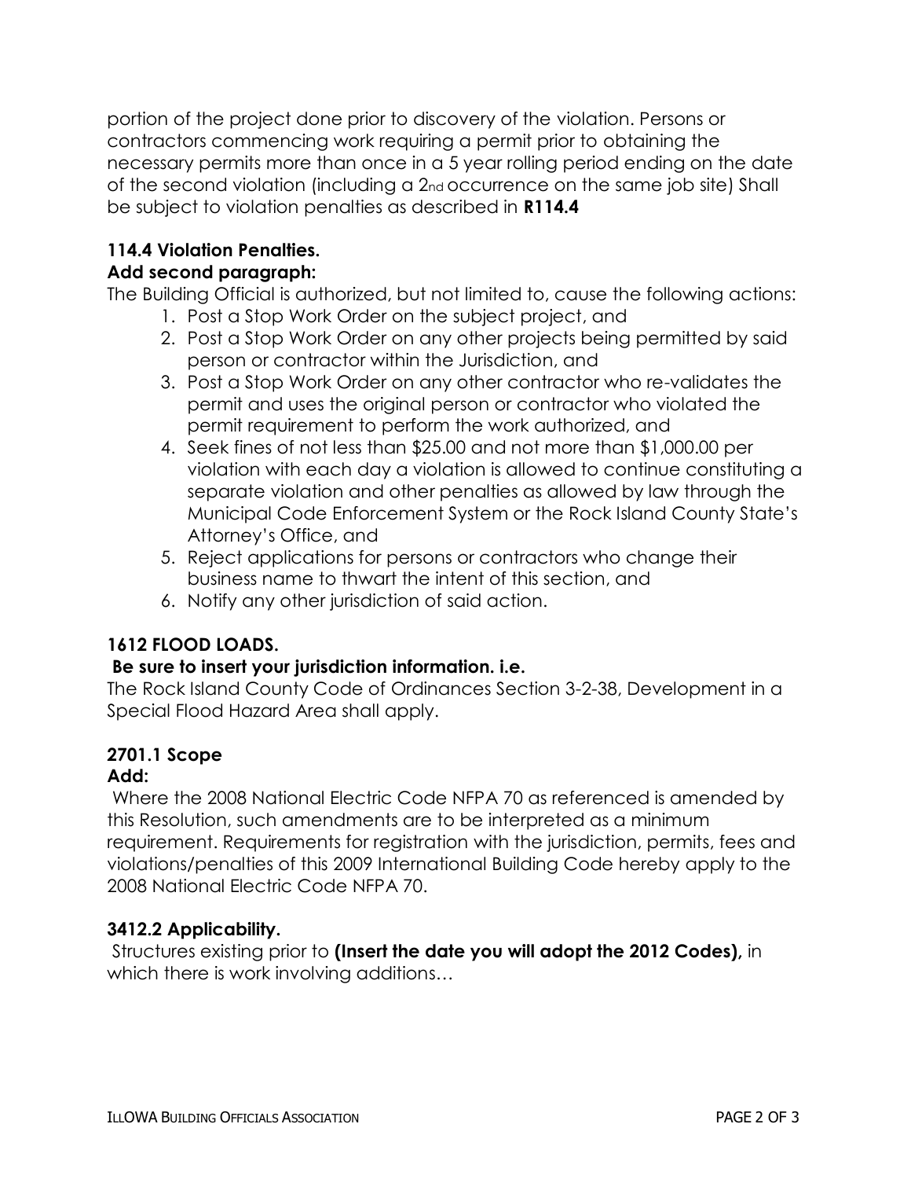portion of the project done prior to discovery of the violation. Persons or contractors commencing work requiring a permit prior to obtaining the necessary permits more than once in a 5 year rolling period ending on the date of the second violation (including a 2nd occurrence on the same job site) Shall be subject to violation penalties as described in **R114.4**

### 114.4 Violation Penalties.

**Add second paragraph:**

The Building Official is authorized, but not limited to, cause the following actions:

1. Post a Stop Work Order on the subject project, and
2. Post a Stop Work Order on any other projects being permitted by said person or contractor within the Jurisdiction, and
3. Post a Stop Work Order on any other contractor who re-validates the permit and uses the original person or contractor who violated the permit requirement to perform the work authorized, and
4. Seek fines of not less than $25.00 and not more than $1,000.00 per violation with each day a violation is allowed to continue constituting a separate violation and other penalties as allowed by law through the Municipal Code Enforcement System or the Rock Island County State's Attorney's Office, and
5. Reject applications for persons or contractors who change their business name to thwart the intent of this section, and
6. Notify any other jurisdiction of said action.

### 1612 FLOOD LOADS.

**Be sure to insert your jurisdiction information. i.e.**

The Rock Island County Code of Ordinances Section 3-2-38, Development in a Special Flood Hazard Area shall apply.

### 2701.1 Scope

**Add:**

Where the 2008 National Electric Code NFPA 70 as referenced is amended by this Resolution, such amendments are to be interpreted as a minimum requirement. Requirements for registration with the jurisdiction, permits, fees and violations/penalties of this 2009 International Building Code hereby apply to the 2008 National Electric Code NFPA 70.

### 3412.2 Applicability.

Structures existing prior to **(Insert the date you will adopt the 2012 Codes),** in which there is work involving additions…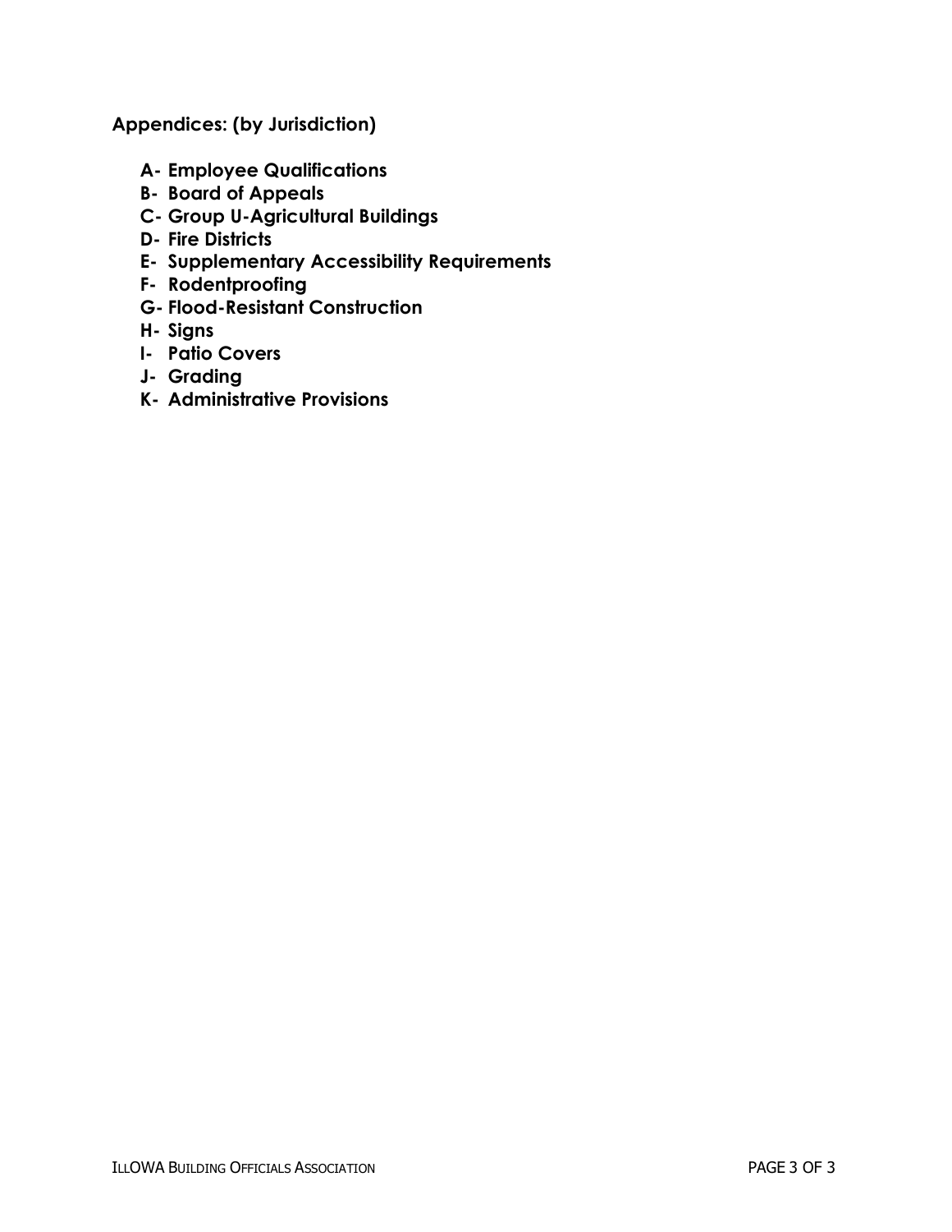**Appendices: (by Jurisdiction)**

- **A- Employee Qualifications**
- **B- Board of Appeals**
- **C- Group U-Agricultural Buildings**
- **D- Fire Districts**
- **E- Supplementary Accessibility Requirements**
- **F- Rodentproofing**
- **G- Flood-Resistant Construction**
- **H- Signs**
- **I- Patio Covers**
- **J- Grading**
- **K- Administrative Provisions**